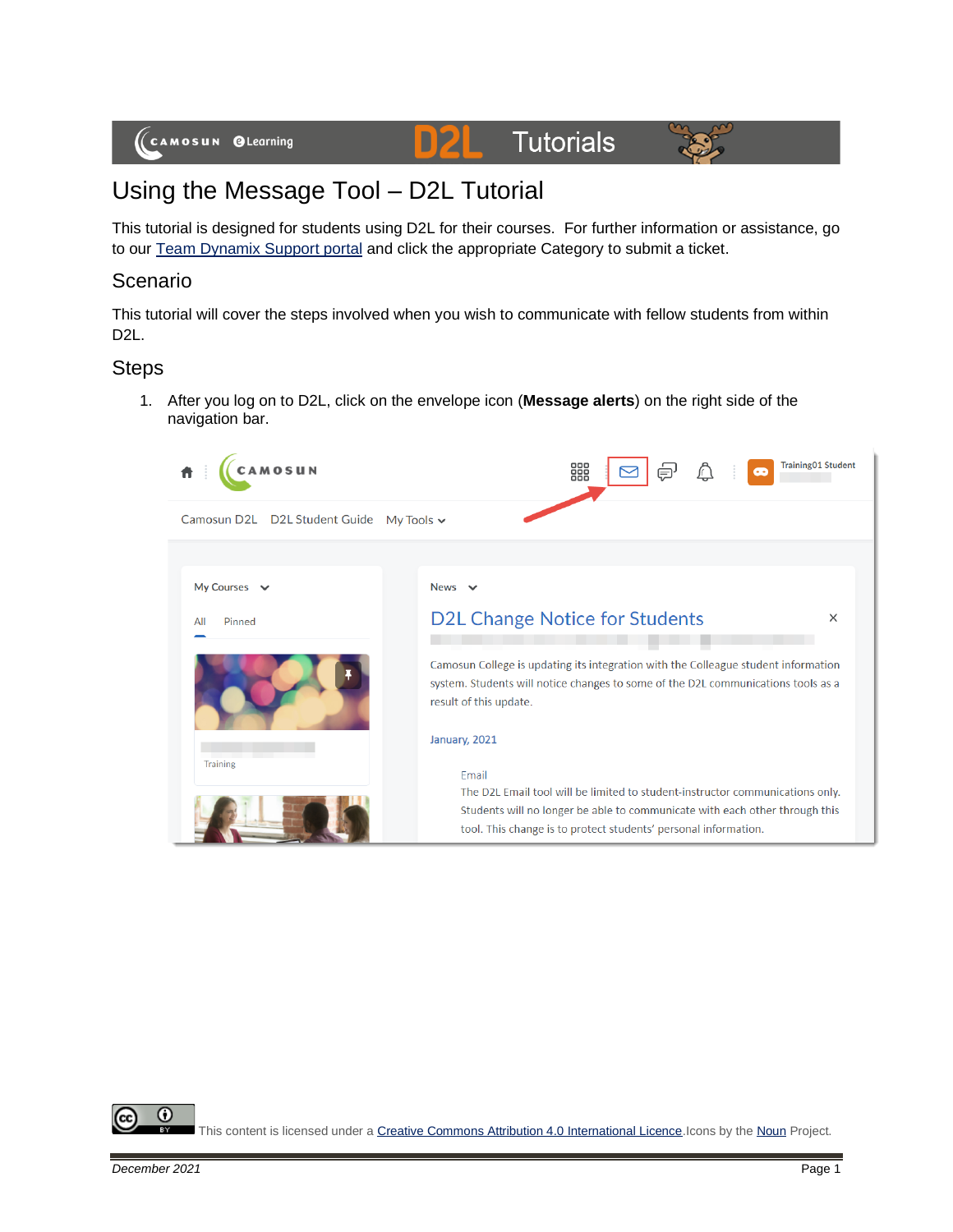# Using the Message Tool – D2L Tutorial

This tutorial is designed for students using D2L for their courses. For further information or assistance, go to our Team Dynamix Support portal and click the appropriate Category to submit a ticket.

## Scenario

This tutorial will cover the steps involved when you wish to communicate with fellow students from within D2L.

## Steps

1. After you log on to D2L, click on the envelope icon (**Message alerts**) on the right side of the navigation bar.

This content is licensed under a Creative Commons Attribution 4.0 International Licence. Icons by the Noun Project.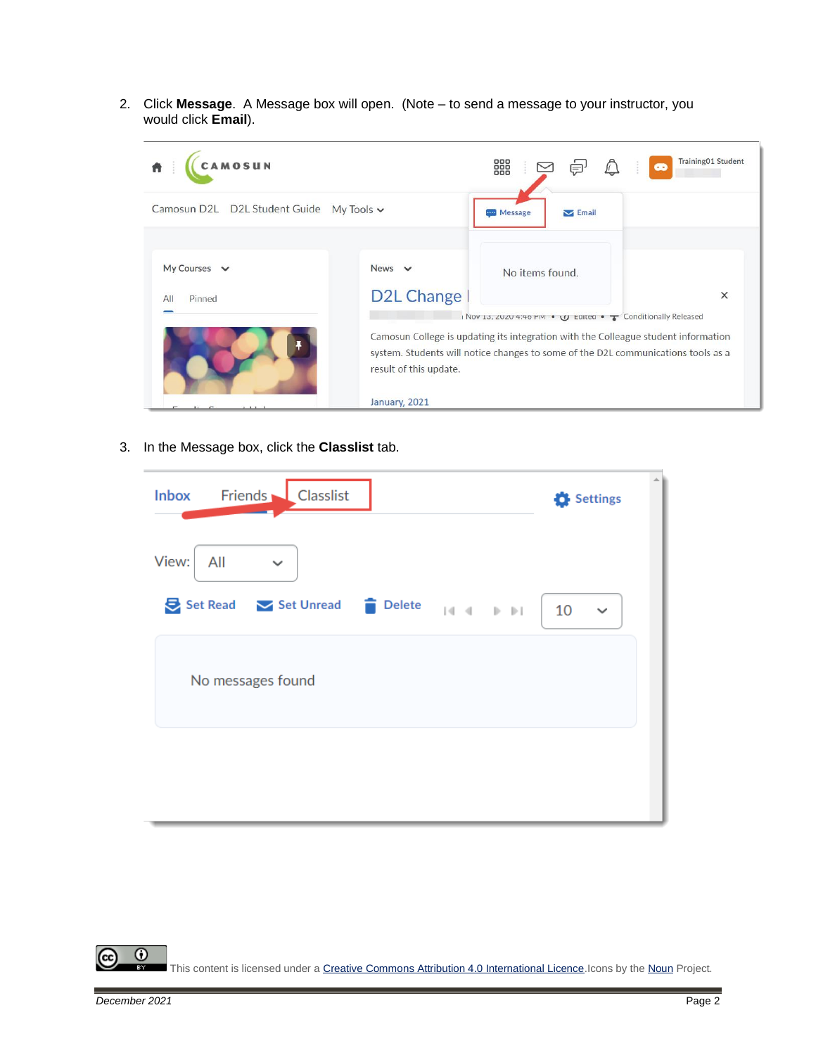2. Click **Message**. A Message box will open. (Note – to send a message to your instructor, you would click **Email**).

3. In the Message box, click the **Classlist** tab.

This content is licensed under a [Creative Commons Attribution 4.0 International Licence](). Icons by the [Noun]() Project.

*December 2021*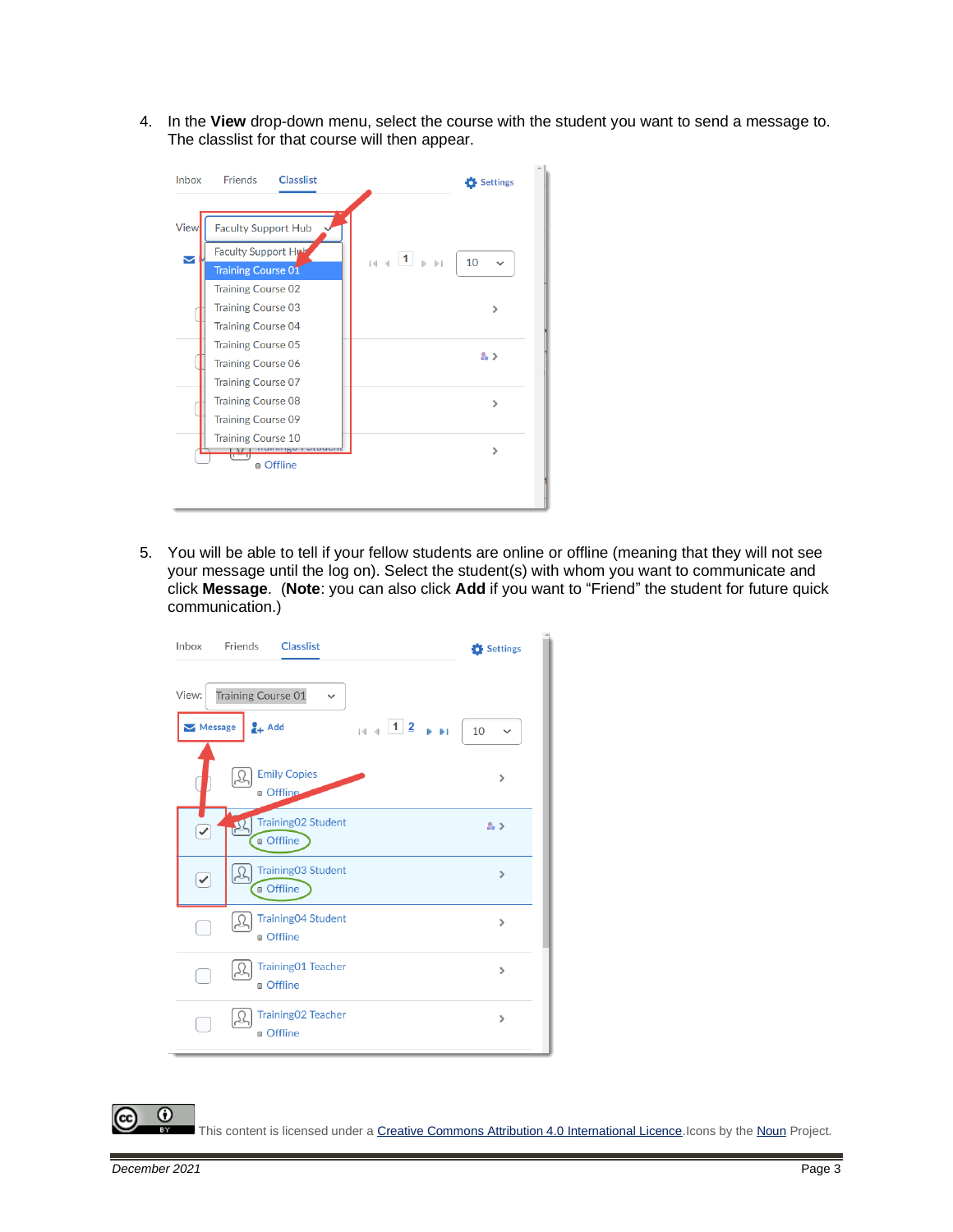4. In the **View** drop-down menu, select the course with the student you want to send a message to. The classlist for that course will then appear.

5. You will be able to tell if your fellow students are online or offline (meaning that they will not see your message until the log on). Select the student(s) with whom you want to communicate and click **Message**. (**Note**: you can also click **Add** if you want to "Friend" the student for future quick communication.)

This content is licensed under a Creative Commons Attribution 4.0 International Licence. Icons by the Noun Project.

December 2021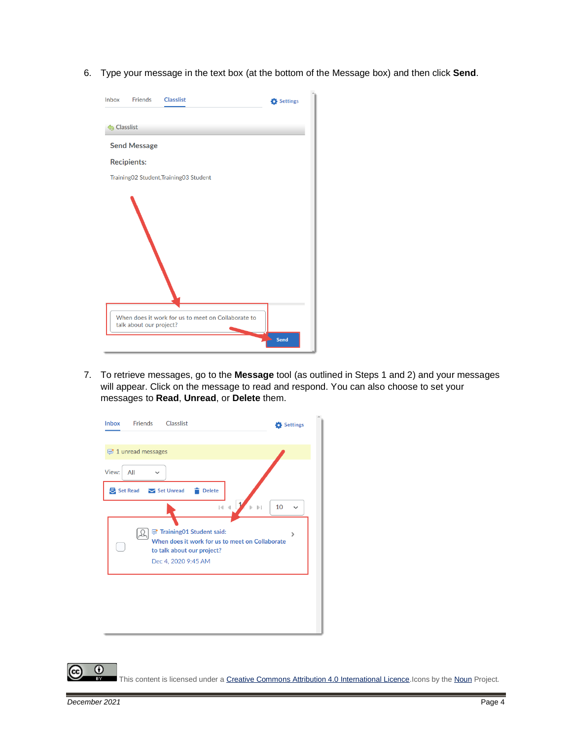6. Type your message in the text box (at the bottom of the Message box) and then click **Send**.

7. To retrieve messages, go to the **Message** tool (as outlined in Steps 1 and 2) and your messages will appear. Click on the message to read and respond. You can also choose to set your messages to **Read**, **Unread**, or **Delete** them.

This content is licensed under a Creative Commons Attribution 4.0 International Licence. Icons by the Noun Project.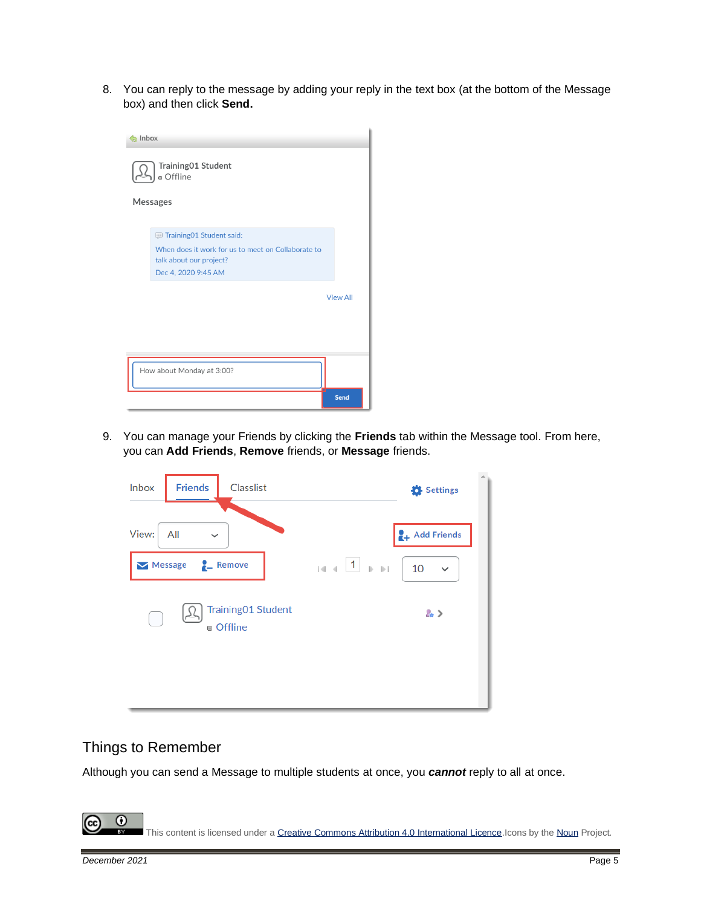8. You can reply to the message by adding your reply in the text box (at the bottom of the Message box) and then click **Send.**

9. You can manage your Friends by clicking the **Friends** tab within the Message tool. From here, you can **Add Friends**, **Remove** friends, or **Message** friends.

## Things to Remember

Although you can send a Message to multiple students at once, you ***cannot*** reply to all at once.

This content is licensed under a [Creative Commons Attribution 4.0 International Licence](). Icons by the [Noun]() Project.